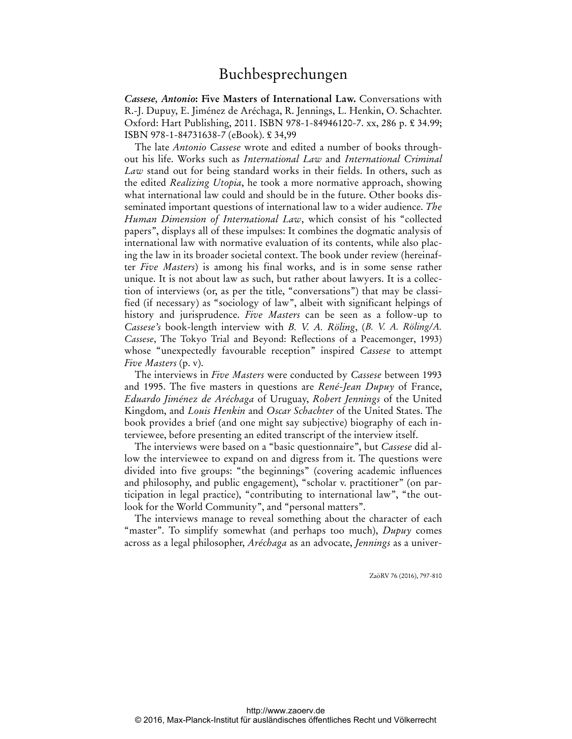# Buchbesprechungen

***Cassese, Antonio*: Five Masters of International Law.** Conversations with R.-J. Dupuy, E. Jiménez de Aréchaga, R. Jennings, L. Henkin, O. Schachter. Oxford: Hart Publishing, 2011. ISBN 978-1-84946120-7. xx, 286 p. £ 34.99; ISBN 978-1-84731638-7 (eBook). £ 34,99

The late *Antonio Cassese* wrote and edited a number of books throughout his life. Works such as *International Law* and *International Criminal Law* stand out for being standard works in their fields. In others, such as the edited *Realizing Utopia*, he took a more normative approach, showing what international law could and should be in the future. Other books disseminated important questions of international law to a wider audience. *The Human Dimension of International Law*, which consist of his "collected papers", displays all of these impulses: It combines the dogmatic analysis of international law with normative evaluation of its contents, while also placing the law in its broader societal context. The book under review (hereinafter *Five Masters*) is among his final works, and is in some sense rather unique. It is not about law as such, but rather about lawyers. It is a collection of interviews (or, as per the title, "conversations") that may be classified (if necessary) as "sociology of law", albeit with significant helpings of history and jurisprudence. *Five Masters* can be seen as a follow-up to *Cassese's* book-length interview with *B. V. A. Röling*, (*B. V. A. Röling/A. Cassese*, The Tokyo Trial and Beyond: Reflections of a Peacemonger, 1993) whose "unexpectedly favourable reception" inspired *Cassese* to attempt *Five Masters* (p. v).

The interviews in *Five Masters* were conducted by *Cassese* between 1993 and 1995. The five masters in questions are *René-Jean Dupuy* of France, *Eduardo Jiménez de Aréchaga* of Uruguay, *Robert Jennings* of the United Kingdom, and *Louis Henkin* and *Oscar Schachter* of the United States. The book provides a brief (and one might say subjective) biography of each interviewee, before presenting an edited transcript of the interview itself.

The interviews were based on a "basic questionnaire", but *Cassese* did allow the interviewee to expand on and digress from it. The questions were divided into five groups: "the beginnings" (covering academic influences and philosophy, and public engagement), "scholar v. practitioner" (on participation in legal practice), "contributing to international law", "the outlook for the World Community", and "personal matters".

The interviews manage to reveal something about the character of each "master". To simplify somewhat (and perhaps too much), *Dupuy* comes across as a legal philosopher, *Aréchaga* as an advocate, *Jennings* as a univer-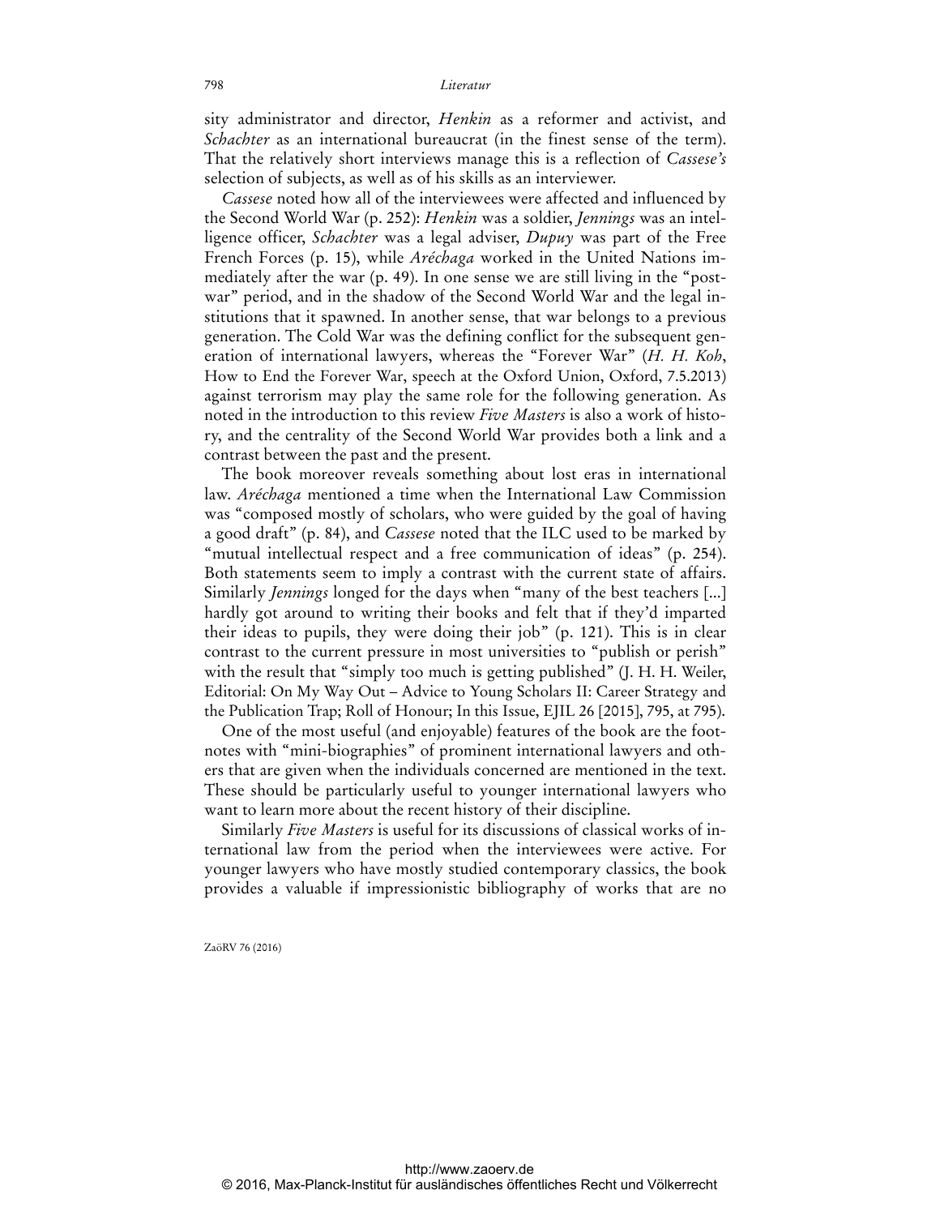sity administrator and director, *Henkin* as a reformer and activist, and *Schachter* as an international bureaucrat (in the finest sense of the term). That the relatively short interviews manage this is a reflection of *Cassese's* selection of subjects, as well as of his skills as an interviewer.

*Cassese* noted how all of the interviewees were affected and influenced by the Second World War (p. 252): *Henkin* was a soldier, *Jennings* was an intelligence officer, *Schachter* was a legal adviser, *Dupuy* was part of the Free French Forces (p. 15), while *Aréchaga* worked in the United Nations immediately after the war (p. 49). In one sense we are still living in the "post-war" period, and in the shadow of the Second World War and the legal institutions that it spawned. In another sense, that war belongs to a previous generation. The Cold War was the defining conflict for the subsequent generation of international lawyers, whereas the "Forever War" (*H. H. Koh*, How to End the Forever War, speech at the Oxford Union, Oxford, 7.5.2013) against terrorism may play the same role for the following generation. As noted in the introduction to this review *Five Masters* is also a work of history, and the centrality of the Second World War provides both a link and a contrast between the past and the present.

The book moreover reveals something about lost eras in international law. *Aréchaga* mentioned a time when the International Law Commission was "composed mostly of scholars, who were guided by the goal of having a good draft" (p. 84), and *Cassese* noted that the ILC used to be marked by "mutual intellectual respect and a free communication of ideas" (p. 254). Both statements seem to imply a contrast with the current state of affairs. Similarly *Jennings* longed for the days when "many of the best teachers [...] hardly got around to writing their books and felt that if they'd imparted their ideas to pupils, they were doing their job" (p. 121). This is in clear contrast to the current pressure in most universities to "publish or perish" with the result that "simply too much is getting published" (J. H. H. Weiler, Editorial: On My Way Out – Advice to Young Scholars II: Career Strategy and the Publication Trap; Roll of Honour; In this Issue, EJIL 26 [2015], 795, at 795).

One of the most useful (and enjoyable) features of the book are the footnotes with "mini-biographies" of prominent international lawyers and others that are given when the individuals concerned are mentioned in the text. These should be particularly useful to younger international lawyers who want to learn more about the recent history of their discipline.

Similarly *Five Masters* is useful for its discussions of classical works of international law from the period when the interviewees were active. For younger lawyers who have mostly studied contemporary classics, the book provides a valuable if impressionistic bibliography of works that are no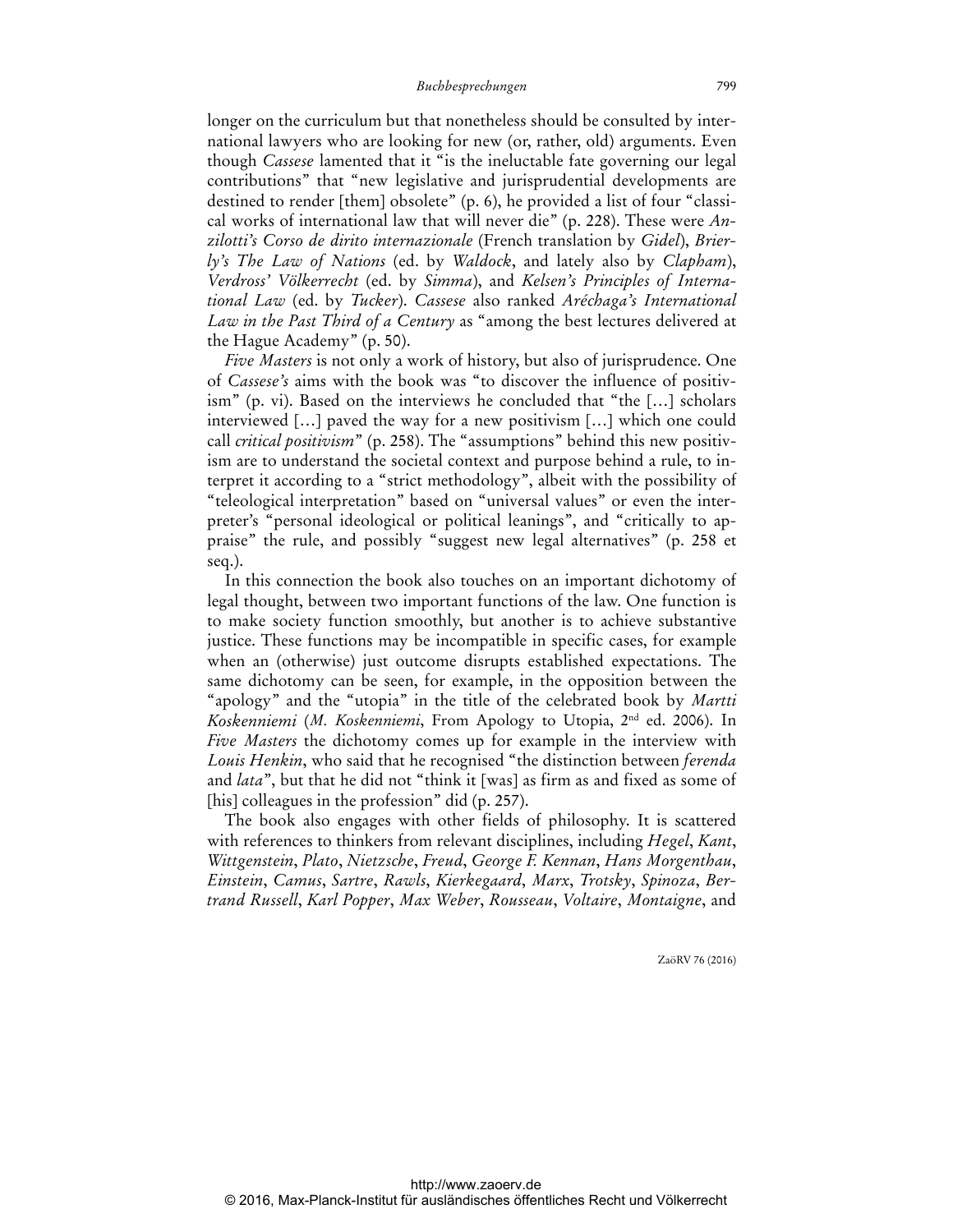longer on the curriculum but that nonetheless should be consulted by international lawyers who are looking for new (or, rather, old) arguments. Even though *Cassese* lamented that it "is the ineluctable fate governing our legal contributions" that "new legislative and jurisprudential developments are destined to render [them] obsolete" (p. 6), he provided a list of four "classical works of international law that will never die" (p. 228). These were *Anzilotti's Corso de dirito internazionale* (French translation by *Gidel*), *Brierly's The Law of Nations* (ed. by *Waldock*, and lately also by *Clapham*), *Verdross' Völkerrecht* (ed. by *Simma*), and *Kelsen's Principles of International Law* (ed. by *Tucker*). *Cassese* also ranked *Aréchaga's International Law in the Past Third of a Century* as "among the best lectures delivered at the Hague Academy" (p. 50).

*Five Masters* is not only a work of history, but also of jurisprudence. One of *Cassese's* aims with the book was "to discover the influence of positivism" (p. vi). Based on the interviews he concluded that "the […] scholars interviewed […] paved the way for a new positivism […] which one could call *critical positivism*" (p. 258). The "assumptions" behind this new positivism are to understand the societal context and purpose behind a rule, to interpret it according to a "strict methodology", albeit with the possibility of "teleological interpretation" based on "universal values" or even the interpreter's "personal ideological or political leanings", and "critically to appraise" the rule, and possibly "suggest new legal alternatives" (p. 258 et seq.).

In this connection the book also touches on an important dichotomy of legal thought, between two important functions of the law. One function is to make society function smoothly, but another is to achieve substantive justice. These functions may be incompatible in specific cases, for example when an (otherwise) just outcome disrupts established expectations. The same dichotomy can be seen, for example, in the opposition between the "apology" and the "utopia" in the title of the celebrated book by *Martti Koskenniemi* (*M. Koskenniemi*, From Apology to Utopia, 2nd ed. 2006). In *Five Masters* the dichotomy comes up for example in the interview with *Louis Henkin*, who said that he recognised "the distinction between *ferenda* and *lata*", but that he did not "think it [was] as firm as and fixed as some of [his] colleagues in the profession" did (p. 257).

The book also engages with other fields of philosophy. It is scattered with references to thinkers from relevant disciplines, including *Hegel*, *Kant*, *Wittgenstein*, *Plato*, *Nietzsche*, *Freud*, *George F. Kennan*, *Hans Morgenthau*, *Einstein*, *Camus*, *Sartre*, *Rawls*, *Kierkegaard*, *Marx*, *Trotsky*, *Spinoza*, *Bertrand Russell*, *Karl Popper*, *Max Weber*, *Rousseau*, *Voltaire*, *Montaigne*, and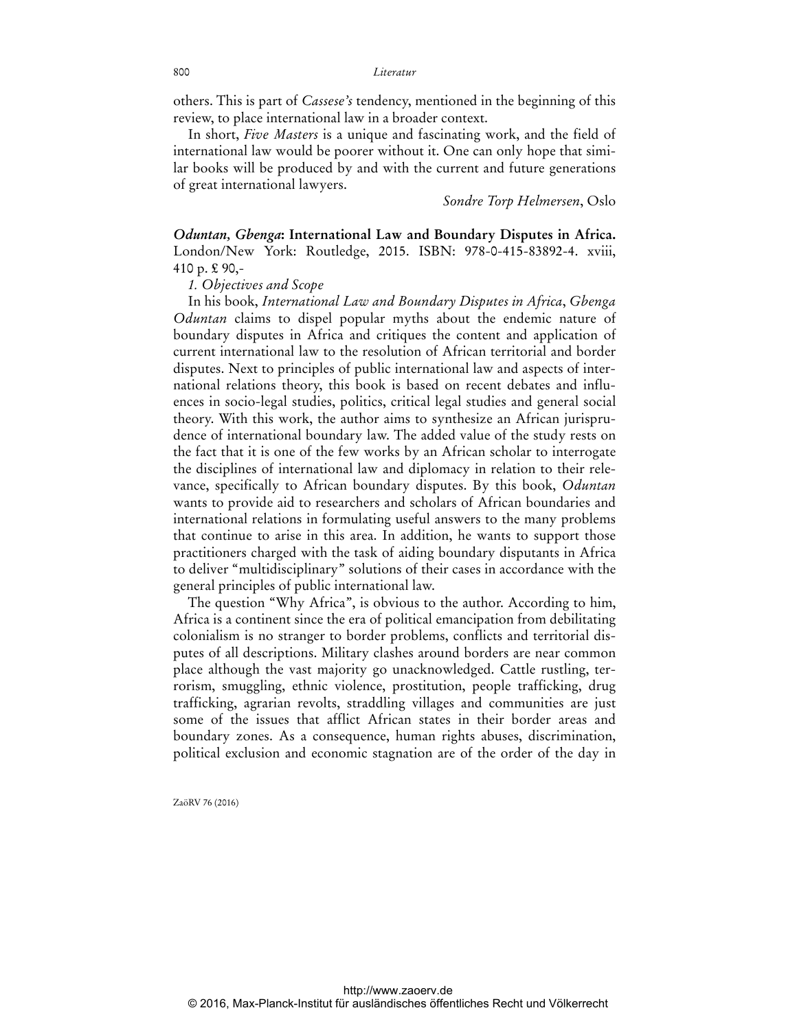others. This is part of *Cassese's* tendency, mentioned in the beginning of this review, to place international law in a broader context.

In short, *Five Masters* is a unique and fascinating work, and the field of international law would be poorer without it. One can only hope that similar books will be produced by and with the current and future generations of great international lawyers.

*Sondre Torp Helmersen*, Oslo

***Oduntan, Gbenga*: International Law and Boundary Disputes in Africa.** London/New York: Routledge, 2015. ISBN: 978-0-415-83892-4. xviii, 410 p. £ 90,-

*1. Objectives and Scope*

In his book, *International Law and Boundary Disputes in Africa*, *Gbenga Oduntan* claims to dispel popular myths about the endemic nature of boundary disputes in Africa and critiques the content and application of current international law to the resolution of African territorial and border disputes. Next to principles of public international law and aspects of international relations theory, this book is based on recent debates and influences in socio-legal studies, politics, critical legal studies and general social theory. With this work, the author aims to synthesize an African jurisprudence of international boundary law. The added value of the study rests on the fact that it is one of the few works by an African scholar to interrogate the disciplines of international law and diplomacy in relation to their relevance, specifically to African boundary disputes. By this book, *Oduntan* wants to provide aid to researchers and scholars of African boundaries and international relations in formulating useful answers to the many problems that continue to arise in this area. In addition, he wants to support those practitioners charged with the task of aiding boundary disputants in Africa to deliver "multidisciplinary" solutions of their cases in accordance with the general principles of public international law.

The question "Why Africa", is obvious to the author. According to him, Africa is a continent since the era of political emancipation from debilitating colonialism is no stranger to border problems, conflicts and territorial disputes of all descriptions. Military clashes around borders are near common place although the vast majority go unacknowledged. Cattle rustling, terrorism, smuggling, ethnic violence, prostitution, people trafficking, drug trafficking, agrarian revolts, straddling villages and communities are just some of the issues that afflict African states in their border areas and boundary zones. As a consequence, human rights abuses, discrimination, political exclusion and economic stagnation are of the order of the day in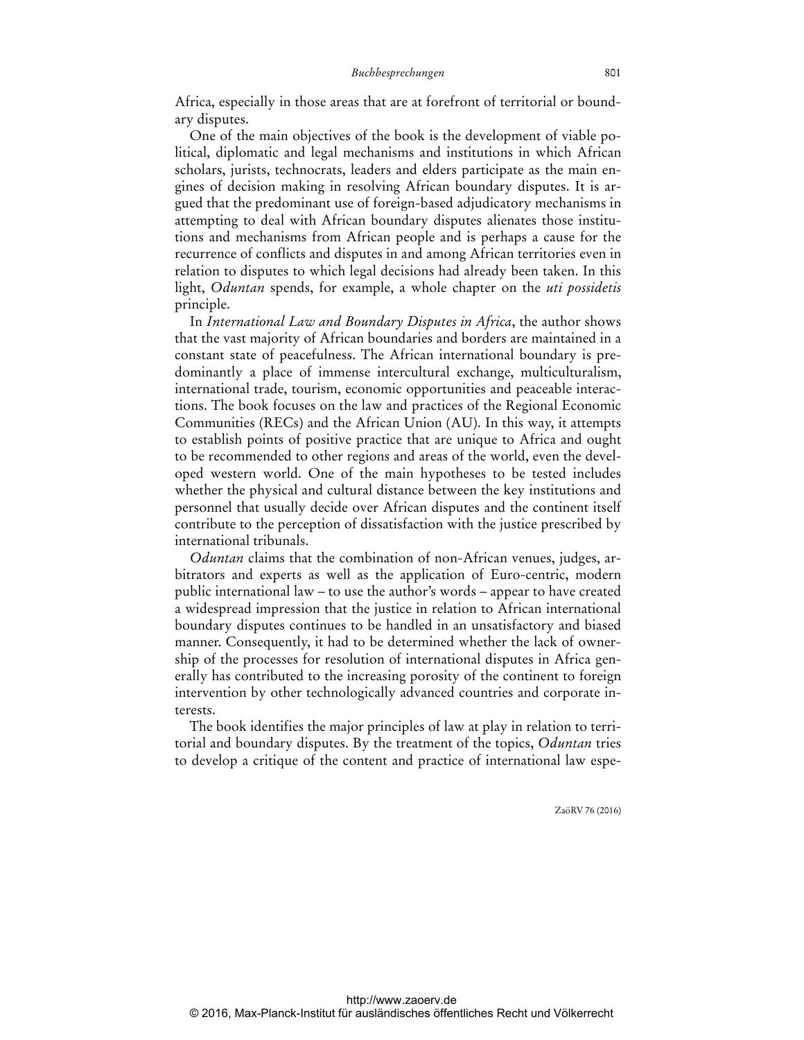Africa, especially in those areas that are at forefront of territorial or boundary disputes.

One of the main objectives of the book is the development of viable political, diplomatic and legal mechanisms and institutions in which African scholars, jurists, technocrats, leaders and elders participate as the main engines of decision making in resolving African boundary disputes. It is argued that the predominant use of foreign-based adjudicatory mechanisms in attempting to deal with African boundary disputes alienates those institutions and mechanisms from African people and is perhaps a cause for the recurrence of conflicts and disputes in and among African territories even in relation to disputes to which legal decisions had already been taken. In this light, *Oduntan* spends, for example, a whole chapter on the *uti possidetis* principle.

In *International Law and Boundary Disputes in Africa*, the author shows that the vast majority of African boundaries and borders are maintained in a constant state of peacefulness. The African international boundary is predominantly a place of immense intercultural exchange, multiculturalism, international trade, tourism, economic opportunities and peaceable interactions. The book focuses on the law and practices of the Regional Economic Communities (RECs) and the African Union (AU). In this way, it attempts to establish points of positive practice that are unique to Africa and ought to be recommended to other regions and areas of the world, even the developed western world. One of the main hypotheses to be tested includes whether the physical and cultural distance between the key institutions and personnel that usually decide over African disputes and the continent itself contribute to the perception of dissatisfaction with the justice prescribed by international tribunals.

*Oduntan* claims that the combination of non-African venues, judges, arbitrators and experts as well as the application of Euro-centric, modern public international law – to use the author's words – appear to have created a widespread impression that the justice in relation to African international boundary disputes continues to be handled in an unsatisfactory and biased manner. Consequently, it had to be determined whether the lack of ownership of the processes for resolution of international disputes in Africa generally has contributed to the increasing porosity of the continent to foreign intervention by other technologically advanced countries and corporate interests.

The book identifies the major principles of law at play in relation to territorial and boundary disputes. By the treatment of the topics, *Oduntan* tries to develop a critique of the content and practice of international law espe-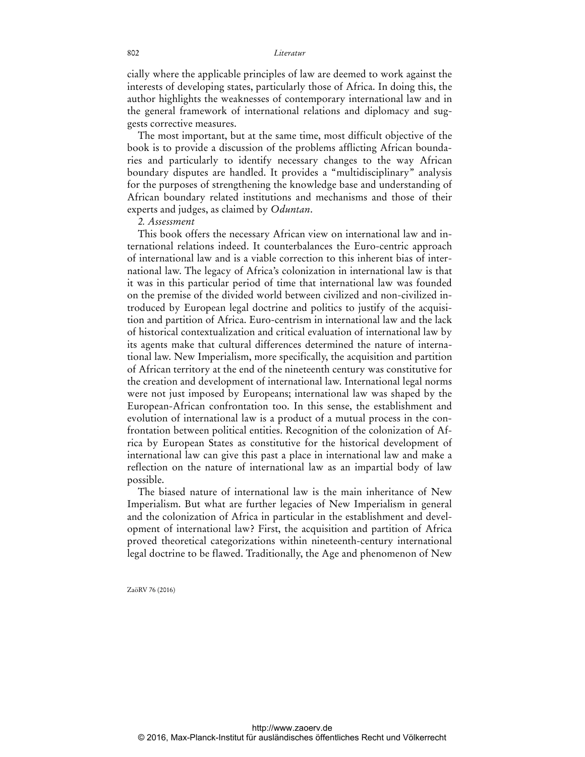cially where the applicable principles of law are deemed to work against the interests of developing states, particularly those of Africa. In doing this, the author highlights the weaknesses of contemporary international law and in the general framework of international relations and diplomacy and suggests corrective measures.

The most important, but at the same time, most difficult objective of the book is to provide a discussion of the problems afflicting African boundaries and particularly to identify necessary changes to the way African boundary disputes are handled. It provides a "multidisciplinary" analysis for the purposes of strengthening the knowledge base and understanding of African boundary related institutions and mechanisms and those of their experts and judges, as claimed by *Oduntan*.

*2. Assessment*

This book offers the necessary African view on international law and international relations indeed. It counterbalances the Euro-centric approach of international law and is a viable correction to this inherent bias of international law. The legacy of Africa's colonization in international law is that it was in this particular period of time that international law was founded on the premise of the divided world between civilized and non-civilized introduced by European legal doctrine and politics to justify of the acquisition and partition of Africa. Euro-centrism in international law and the lack of historical contextualization and critical evaluation of international law by its agents make that cultural differences determined the nature of international law. New Imperialism, more specifically, the acquisition and partition of African territory at the end of the nineteenth century was constitutive for the creation and development of international law. International legal norms were not just imposed by Europeans; international law was shaped by the European-African confrontation too. In this sense, the establishment and evolution of international law is a product of a mutual process in the confrontation between political entities. Recognition of the colonization of Africa by European States as constitutive for the historical development of international law can give this past a place in international law and make a reflection on the nature of international law as an impartial body of law possible.

The biased nature of international law is the main inheritance of New Imperialism. But what are further legacies of New Imperialism in general and the colonization of Africa in particular in the establishment and development of international law? First, the acquisition and partition of Africa proved theoretical categorizations within nineteenth-century international legal doctrine to be flawed. Traditionally, the Age and phenomenon of New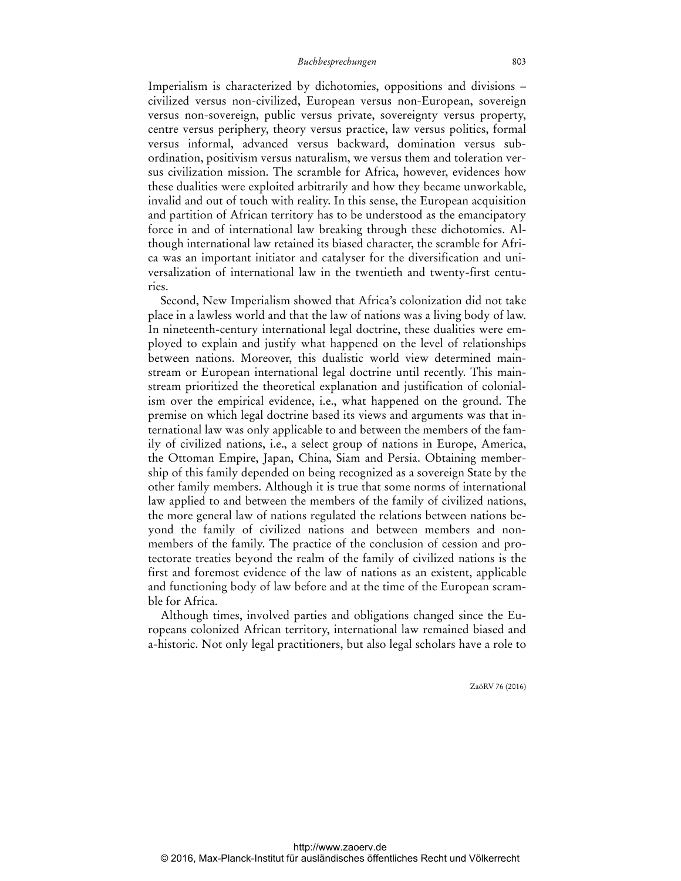Imperialism is characterized by dichotomies, oppositions and divisions – civilized versus non-civilized, European versus non-European, sovereign versus non-sovereign, public versus private, sovereignty versus property, centre versus periphery, theory versus practice, law versus politics, formal versus informal, advanced versus backward, domination versus subordination, positivism versus naturalism, we versus them and toleration versus civilization mission. The scramble for Africa, however, evidences how these dualities were exploited arbitrarily and how they became unworkable, invalid and out of touch with reality. In this sense, the European acquisition and partition of African territory has to be understood as the emancipatory force in and of international law breaking through these dichotomies. Although international law retained its biased character, the scramble for Africa was an important initiator and catalyser for the diversification and universalization of international law in the twentieth and twenty-first centuries.

Second, New Imperialism showed that Africa's colonization did not take place in a lawless world and that the law of nations was a living body of law. In nineteenth-century international legal doctrine, these dualities were employed to explain and justify what happened on the level of relationships between nations. Moreover, this dualistic world view determined mainstream or European international legal doctrine until recently. This mainstream prioritized the theoretical explanation and justification of colonialism over the empirical evidence, i.e., what happened on the ground. The premise on which legal doctrine based its views and arguments was that international law was only applicable to and between the members of the family of civilized nations, i.e., a select group of nations in Europe, America, the Ottoman Empire, Japan, China, Siam and Persia. Obtaining membership of this family depended on being recognized as a sovereign State by the other family members. Although it is true that some norms of international law applied to and between the members of the family of civilized nations, the more general law of nations regulated the relations between nations beyond the family of civilized nations and between members and non-members of the family. The practice of the conclusion of cession and protectorate treaties beyond the realm of the family of civilized nations is the first and foremost evidence of the law of nations as an existent, applicable and functioning body of law before and at the time of the European scramble for Africa.

Although times, involved parties and obligations changed since the Europeans colonized African territory, international law remained biased and a-historic. Not only legal practitioners, but also legal scholars have a role to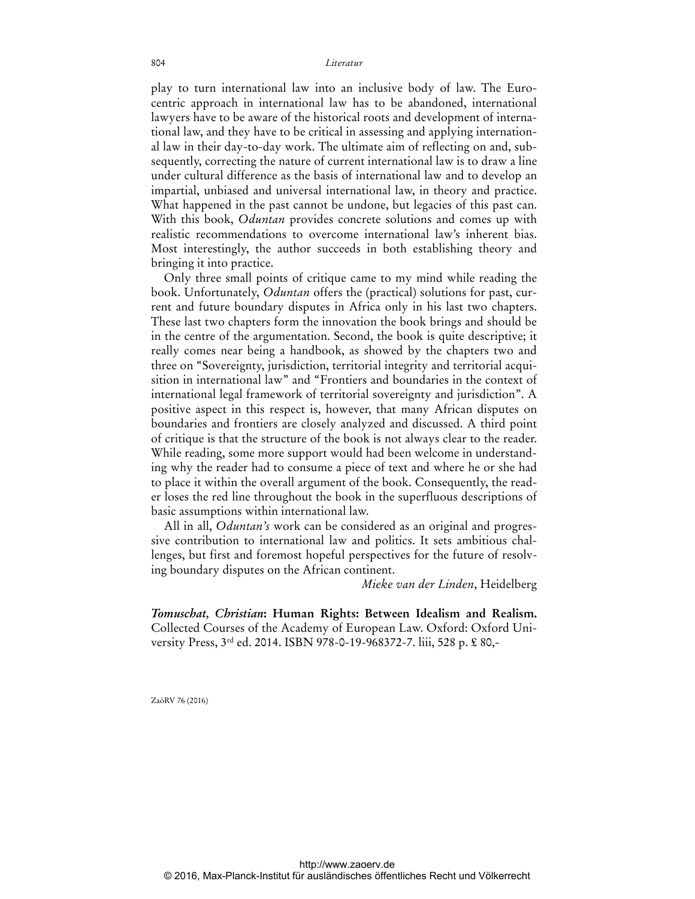play to turn international law into an inclusive body of law. The Eurocentric approach in international law has to be abandoned, international lawyers have to be aware of the historical roots and development of international law, and they have to be critical in assessing and applying international law in their day-to-day work. The ultimate aim of reflecting on and, subsequently, correcting the nature of current international law is to draw a line under cultural difference as the basis of international law and to develop an impartial, unbiased and universal international law, in theory and practice. What happened in the past cannot be undone, but legacies of this past can. With this book, *Oduntan* provides concrete solutions and comes up with realistic recommendations to overcome international law's inherent bias. Most interestingly, the author succeeds in both establishing theory and bringing it into practice.

Only three small points of critique came to my mind while reading the book. Unfortunately, *Oduntan* offers the (practical) solutions for past, current and future boundary disputes in Africa only in his last two chapters. These last two chapters form the innovation the book brings and should be in the centre of the argumentation. Second, the book is quite descriptive; it really comes near being a handbook, as showed by the chapters two and three on "Sovereignty, jurisdiction, territorial integrity and territorial acquisition in international law" and "Frontiers and boundaries in the context of international legal framework of territorial sovereignty and jurisdiction". A positive aspect in this respect is, however, that many African disputes on boundaries and frontiers are closely analyzed and discussed. A third point of critique is that the structure of the book is not always clear to the reader. While reading, some more support would had been welcome in understanding why the reader had to consume a piece of text and where he or she had to place it within the overall argument of the book. Consequently, the reader loses the red line throughout the book in the superfluous descriptions of basic assumptions within international law.

All in all, *Oduntan's* work can be considered as an original and progressive contribution to international law and politics. It sets ambitious challenges, but first and foremost hopeful perspectives for the future of resolving boundary disputes on the African continent.

*Mieke van der Linden*, Heidelberg

***Tomuschat, Christian*: Human Rights: Between Idealism and Realism.** Collected Courses of the Academy of European Law. Oxford: Oxford University Press, 3rd ed. 2014. ISBN 978-0-19-968372-7. liii, 528 p. £ 80,-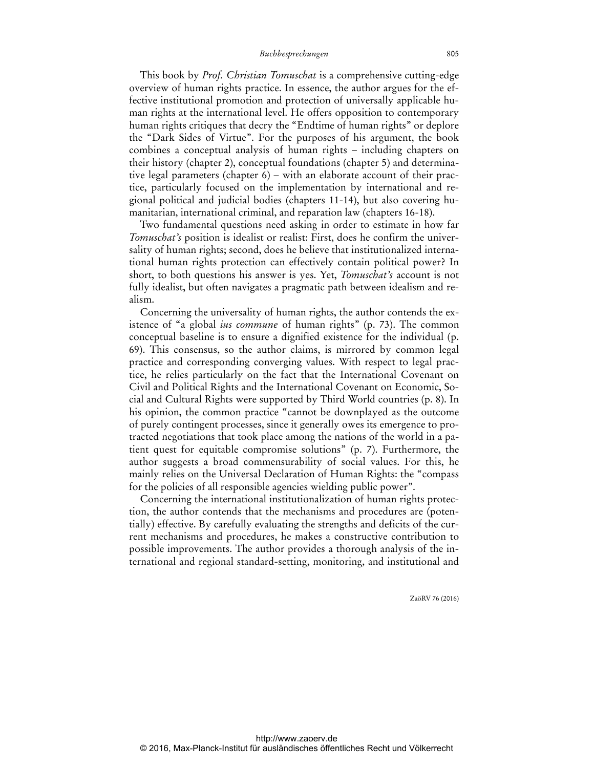This book by *Prof. Christian Tomuschat* is a comprehensive cutting-edge overview of human rights practice. In essence, the author argues for the effective institutional promotion and protection of universally applicable human rights at the international level. He offers opposition to contemporary human rights critiques that decry the "Endtime of human rights" or deplore the "Dark Sides of Virtue". For the purposes of his argument, the book combines a conceptual analysis of human rights – including chapters on their history (chapter 2), conceptual foundations (chapter 5) and determinative legal parameters (chapter 6) – with an elaborate account of their practice, particularly focused on the implementation by international and regional political and judicial bodies (chapters 11-14), but also covering humanitarian, international criminal, and reparation law (chapters 16-18).

Two fundamental questions need asking in order to estimate in how far *Tomuschat's* position is idealist or realist: First, does he confirm the universality of human rights; second, does he believe that institutionalized international human rights protection can effectively contain political power? In short, to both questions his answer is yes. Yet, *Tomuschat's* account is not fully idealist, but often navigates a pragmatic path between idealism and realism.

Concerning the universality of human rights, the author contends the existence of "a global *ius commune* of human rights" (p. 73). The common conceptual baseline is to ensure a dignified existence for the individual (p. 69). This consensus, so the author claims, is mirrored by common legal practice and corresponding converging values. With respect to legal practice, he relies particularly on the fact that the International Covenant on Civil and Political Rights and the International Covenant on Economic, Social and Cultural Rights were supported by Third World countries (p. 8). In his opinion, the common practice "cannot be downplayed as the outcome of purely contingent processes, since it generally owes its emergence to protracted negotiations that took place among the nations of the world in a patient quest for equitable compromise solutions" (p. 7). Furthermore, the author suggests a broad commensurability of social values. For this, he mainly relies on the Universal Declaration of Human Rights: the "compass for the policies of all responsible agencies wielding public power".

Concerning the international institutionalization of human rights protection, the author contends that the mechanisms and procedures are (potentially) effective. By carefully evaluating the strengths and deficits of the current mechanisms and procedures, he makes a constructive contribution to possible improvements. The author provides a thorough analysis of the international and regional standard-setting, monitoring, and institutional and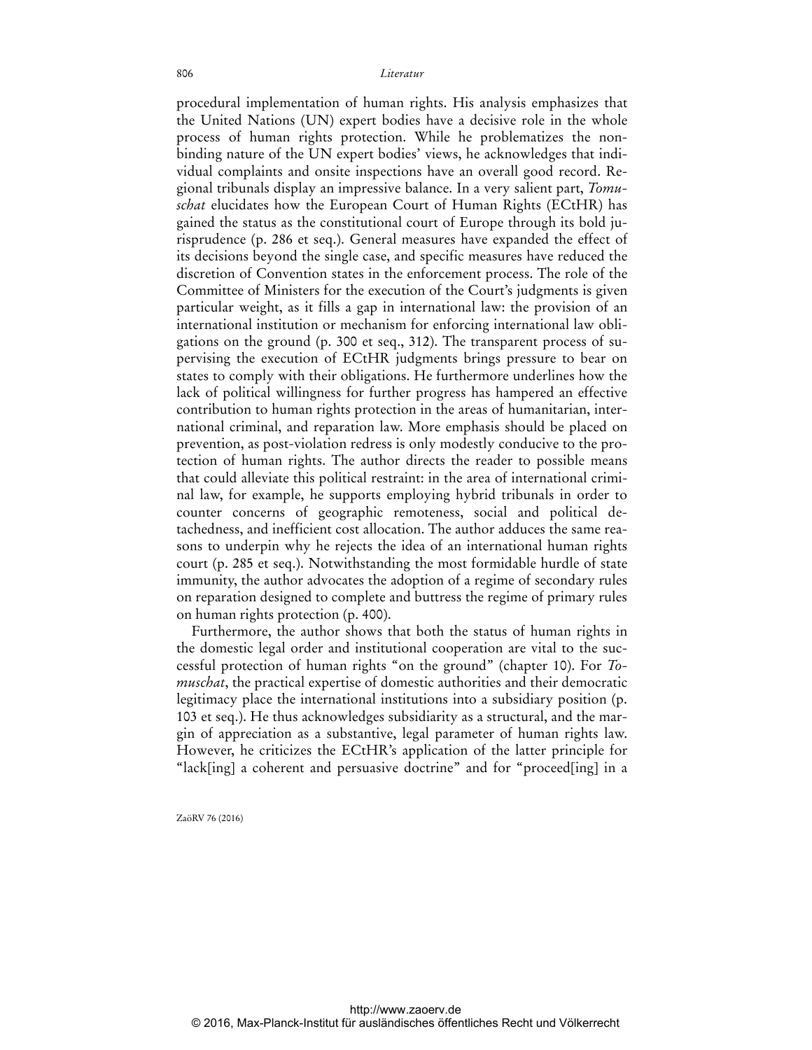procedural implementation of human rights. His analysis emphasizes that the United Nations (UN) expert bodies have a decisive role in the whole process of human rights protection. While he problematizes the non-binding nature of the UN expert bodies' views, he acknowledges that individual complaints and onsite inspections have an overall good record. Regional tribunals display an impressive balance. In a very salient part, *Tomuschat* elucidates how the European Court of Human Rights (ECtHR) has gained the status as the constitutional court of Europe through its bold jurisprudence (p. 286 et seq.). General measures have expanded the effect of its decisions beyond the single case, and specific measures have reduced the discretion of Convention states in the enforcement process. The role of the Committee of Ministers for the execution of the Court's judgments is given particular weight, as it fills a gap in international law: the provision of an international institution or mechanism for enforcing international law obligations on the ground (p. 300 et seq., 312). The transparent process of supervising the execution of ECtHR judgments brings pressure to bear on states to comply with their obligations. He furthermore underlines how the lack of political willingness for further progress has hampered an effective contribution to human rights protection in the areas of humanitarian, international criminal, and reparation law. More emphasis should be placed on prevention, as post-violation redress is only modestly conducive to the protection of human rights. The author directs the reader to possible means that could alleviate this political restraint: in the area of international criminal law, for example, he supports employing hybrid tribunals in order to counter concerns of geographic remoteness, social and political detachedness, and inefficient cost allocation. The author adduces the same reasons to underpin why he rejects the idea of an international human rights court (p. 285 et seq.). Notwithstanding the most formidable hurdle of state immunity, the author advocates the adoption of a regime of secondary rules on reparation designed to complete and buttress the regime of primary rules on human rights protection (p. 400).

Furthermore, the author shows that both the status of human rights in the domestic legal order and institutional cooperation are vital to the successful protection of human rights "on the ground" (chapter 10). For *Tomuschat*, the practical expertise of domestic authorities and their democratic legitimacy place the international institutions into a subsidiary position (p. 103 et seq.). He thus acknowledges subsidiarity as a structural, and the margin of appreciation as a substantive, legal parameter of human rights law. However, he criticizes the ECtHR's application of the latter principle for "lack[ing] a coherent and persuasive doctrine" and for "proceed[ing] in a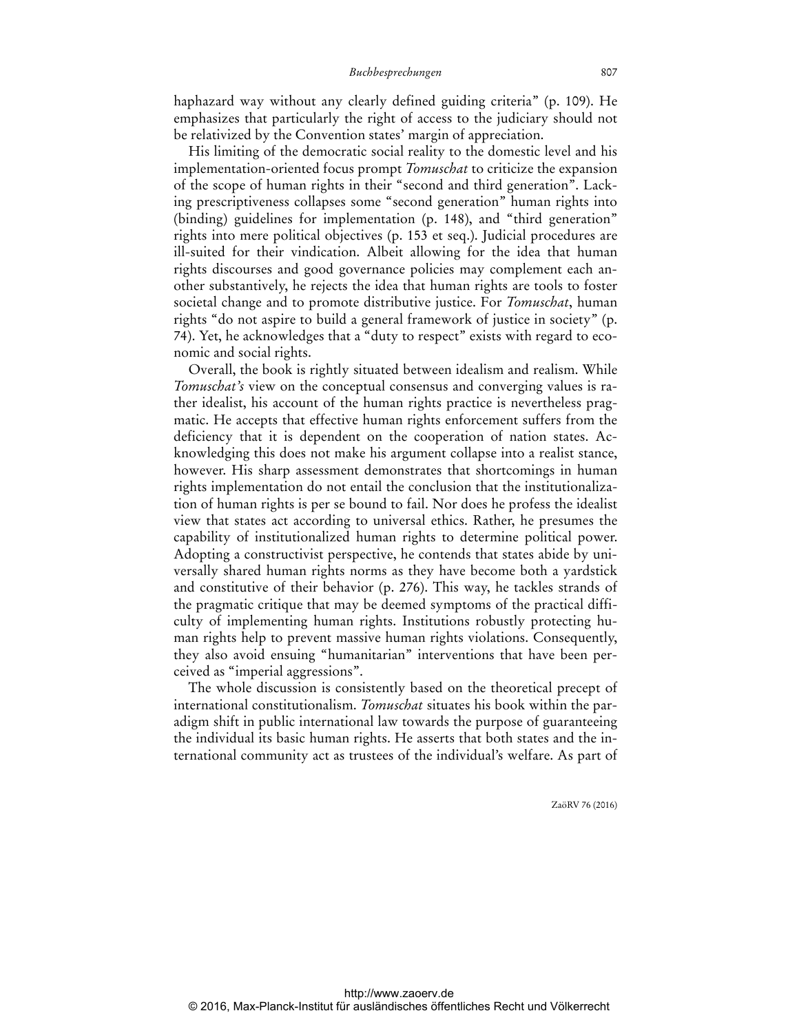haphazard way without any clearly defined guiding criteria" (p. 109). He emphasizes that particularly the right of access to the judiciary should not be relativized by the Convention states' margin of appreciation.

His limiting of the democratic social reality to the domestic level and his implementation-oriented focus prompt *Tomuschat* to criticize the expansion of the scope of human rights in their "second and third generation". Lacking prescriptiveness collapses some "second generation" human rights into (binding) guidelines for implementation (p. 148), and "third generation" rights into mere political objectives (p. 153 et seq.). Judicial procedures are ill-suited for their vindication. Albeit allowing for the idea that human rights discourses and good governance policies may complement each another substantively, he rejects the idea that human rights are tools to foster societal change and to promote distributive justice. For *Tomuschat*, human rights "do not aspire to build a general framework of justice in society" (p. 74). Yet, he acknowledges that a "duty to respect" exists with regard to economic and social rights.

Overall, the book is rightly situated between idealism and realism. While *Tomuschat's* view on the conceptual consensus and converging values is rather idealist, his account of the human rights practice is nevertheless pragmatic. He accepts that effective human rights enforcement suffers from the deficiency that it is dependent on the cooperation of nation states. Acknowledging this does not make his argument collapse into a realist stance, however. His sharp assessment demonstrates that shortcomings in human rights implementation do not entail the conclusion that the institutionalization of human rights is per se bound to fail. Nor does he profess the idealist view that states act according to universal ethics. Rather, he presumes the capability of institutionalized human rights to determine political power. Adopting a constructivist perspective, he contends that states abide by universally shared human rights norms as they have become both a yardstick and constitutive of their behavior (p. 276). This way, he tackles strands of the pragmatic critique that may be deemed symptoms of the practical difficulty of implementing human rights. Institutions robustly protecting human rights help to prevent massive human rights violations. Consequently, they also avoid ensuing "humanitarian" interventions that have been perceived as "imperial aggressions".

The whole discussion is consistently based on the theoretical precept of international constitutionalism. *Tomuschat* situates his book within the paradigm shift in public international law towards the purpose of guaranteeing the individual its basic human rights. He asserts that both states and the international community act as trustees of the individual's welfare. As part of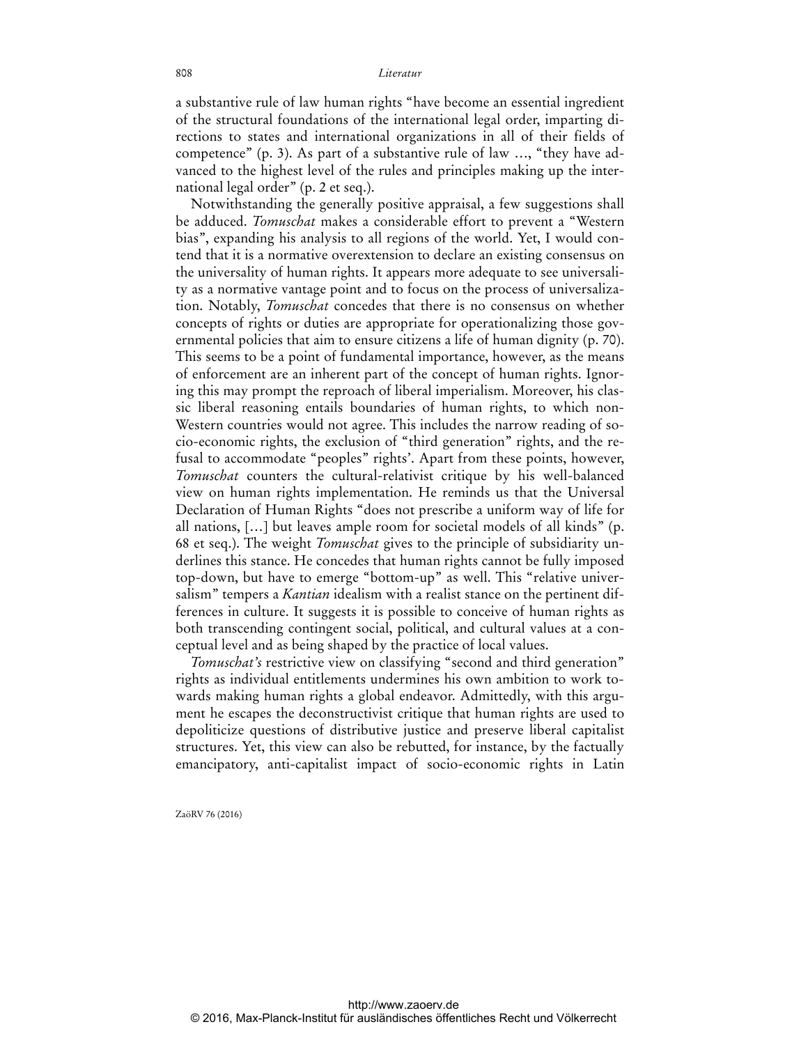a substantive rule of law human rights "have become an essential ingredient of the structural foundations of the international legal order, imparting directions to states and international organizations in all of their fields of competence" (p. 3). As part of a substantive rule of law …, "they have advanced to the highest level of the rules and principles making up the international legal order" (p. 2 et seq.).

Notwithstanding the generally positive appraisal, a few suggestions shall be adduced. *Tomuschat* makes a considerable effort to prevent a "Western bias", expanding his analysis to all regions of the world. Yet, I would contend that it is a normative overextension to declare an existing consensus on the universality of human rights. It appears more adequate to see universality as a normative vantage point and to focus on the process of universalization. Notably, *Tomuschat* concedes that there is no consensus on whether concepts of rights or duties are appropriate for operationalizing those governmental policies that aim to ensure citizens a life of human dignity (p. 70). This seems to be a point of fundamental importance, however, as the means of enforcement are an inherent part of the concept of human rights. Ignoring this may prompt the reproach of liberal imperialism. Moreover, his classic liberal reasoning entails boundaries of human rights, to which non-Western countries would not agree. This includes the narrow reading of socio-economic rights, the exclusion of "third generation" rights, and the refusal to accommodate "peoples" rights'. Apart from these points, however, *Tomuschat* counters the cultural-relativist critique by his well-balanced view on human rights implementation. He reminds us that the Universal Declaration of Human Rights "does not prescribe a uniform way of life for all nations, […] but leaves ample room for societal models of all kinds" (p. 68 et seq.). The weight *Tomuschat* gives to the principle of subsidiarity underlines this stance. He concedes that human rights cannot be fully imposed top-down, but have to emerge "bottom-up" as well. This "relative universalism" tempers a *Kantian* idealism with a realist stance on the pertinent differences in culture. It suggests it is possible to conceive of human rights as both transcending contingent social, political, and cultural values at a conceptual level and as being shaped by the practice of local values.

*Tomuschat's* restrictive view on classifying "second and third generation" rights as individual entitlements undermines his own ambition to work towards making human rights a global endeavor. Admittedly, with this argument he escapes the deconstructivist critique that human rights are used to depoliticize questions of distributive justice and preserve liberal capitalist structures. Yet, this view can also be rebutted, for instance, by the factually emancipatory, anti-capitalist impact of socio-economic rights in Latin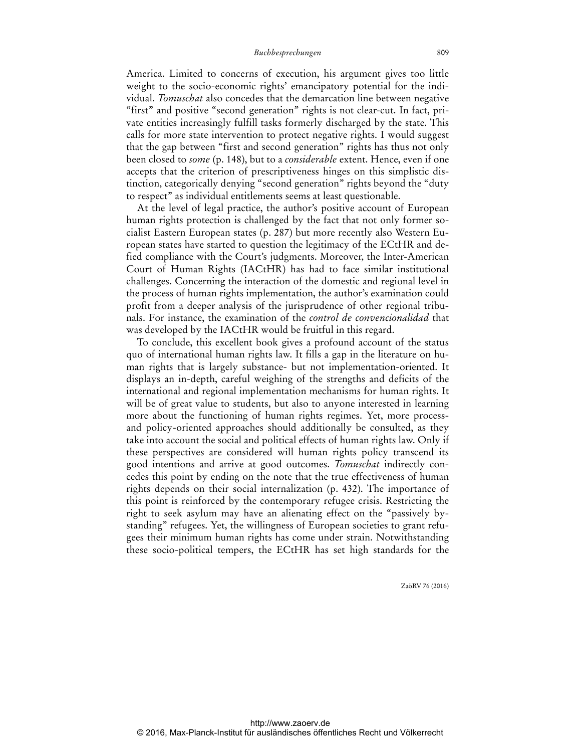America. Limited to concerns of execution, his argument gives too little weight to the socio-economic rights' emancipatory potential for the individual. *Tomuschat* also concedes that the demarcation line between negative "first" and positive "second generation" rights is not clear-cut. In fact, private entities increasingly fulfill tasks formerly discharged by the state. This calls for more state intervention to protect negative rights. I would suggest that the gap between "first and second generation" rights has thus not only been closed to *some* (p. 148), but to a *considerable* extent. Hence, even if one accepts that the criterion of prescriptiveness hinges on this simplistic distinction, categorically denying "second generation" rights beyond the "duty to respect" as individual entitlements seems at least questionable.

At the level of legal practice, the author's positive account of European human rights protection is challenged by the fact that not only former socialist Eastern European states (p. 287) but more recently also Western European states have started to question the legitimacy of the ECtHR and defied compliance with the Court's judgments. Moreover, the Inter-American Court of Human Rights (IACtHR) has had to face similar institutional challenges. Concerning the interaction of the domestic and regional level in the process of human rights implementation, the author's examination could profit from a deeper analysis of the jurisprudence of other regional tribunals. For instance, the examination of the *control de convencionalidad* that was developed by the IACtHR would be fruitful in this regard.

To conclude, this excellent book gives a profound account of the status quo of international human rights law. It fills a gap in the literature on human rights that is largely substance- but not implementation-oriented. It displays an in-depth, careful weighing of the strengths and deficits of the international and regional implementation mechanisms for human rights. It will be of great value to students, but also to anyone interested in learning more about the functioning of human rights regimes. Yet, more process- and policy-oriented approaches should additionally be consulted, as they take into account the social and political effects of human rights law. Only if these perspectives are considered will human rights policy transcend its good intentions and arrive at good outcomes. *Tomuschat* indirectly concedes this point by ending on the note that the true effectiveness of human rights depends on their social internalization (p. 432). The importance of this point is reinforced by the contemporary refugee crisis. Restricting the right to seek asylum may have an alienating effect on the "passively bystanding" refugees. Yet, the willingness of European societies to grant refugees their minimum human rights has come under strain. Notwithstanding these socio-political tempers, the ECtHR has set high standards for the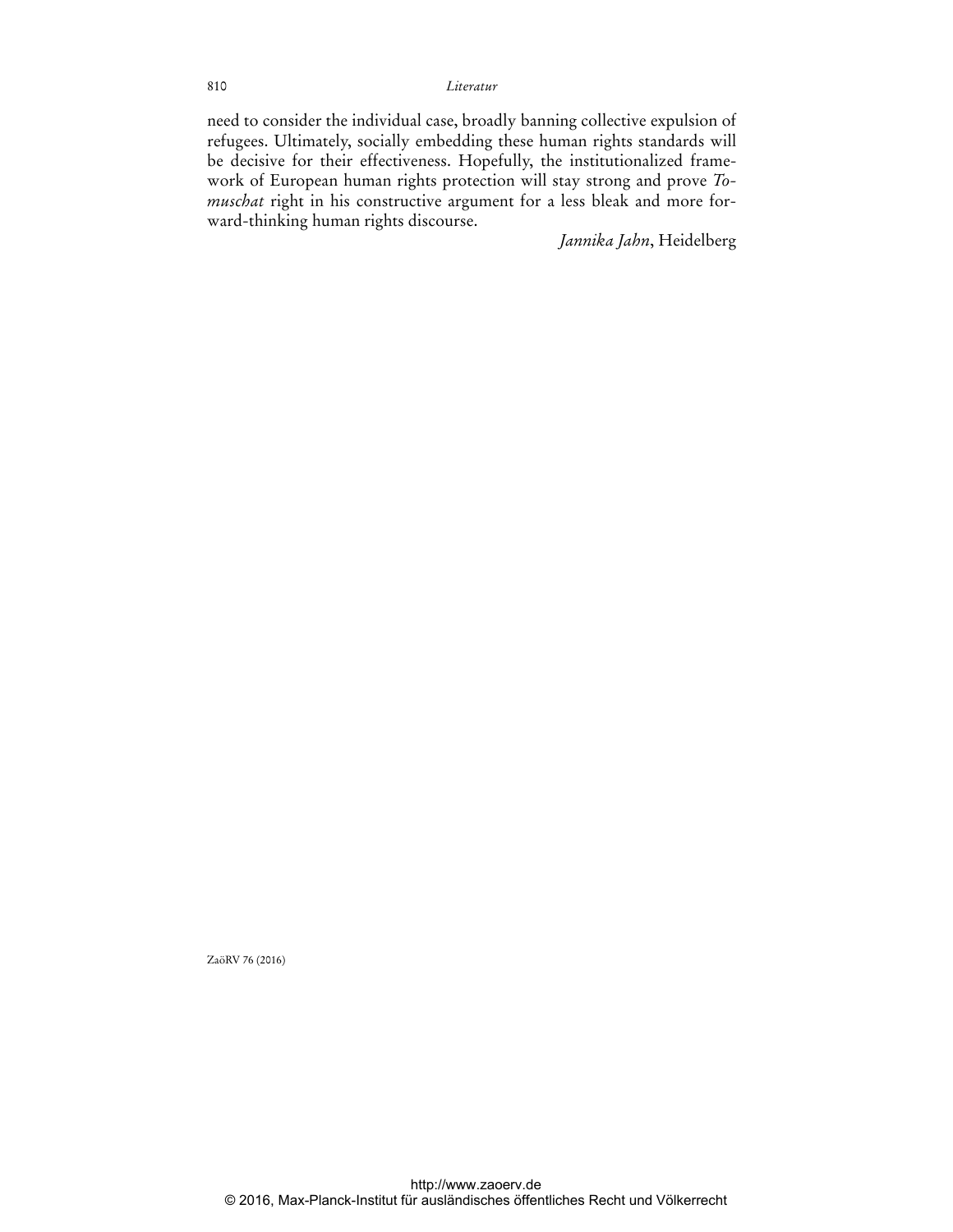need to consider the individual case, broadly banning collective expulsion of refugees. Ultimately, socially embedding these human rights standards will be decisive for their effectiveness. Hopefully, the institutionalized framework of European human rights protection will stay strong and prove *Tomuschat* right in his constructive argument for a less bleak and more forward-thinking human rights discourse.

*Jannika Jahn*, Heidelberg